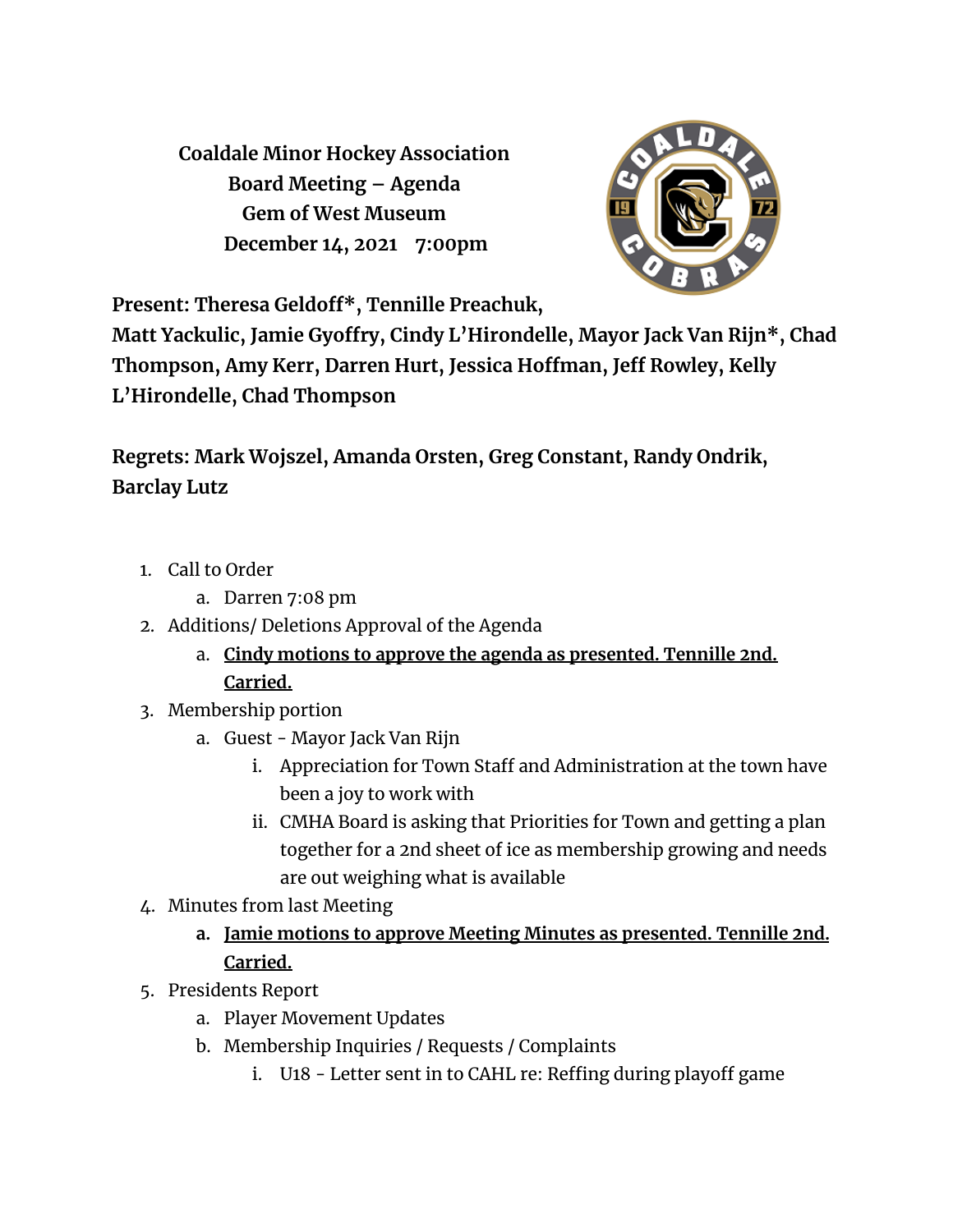**Coaldale Minor Hockey Association**
**Board Meeting – Agenda**
**Gem of West Museum**
**December 14, 2021 7:00pm**

**Present: Theresa Geldoff*, Tennille Preachuk, Matt Yackulic, Jamie Gyoffry, Cindy L'Hirondelle, Mayor Jack Van Rijn*, Chad Thompson, Amy Kerr, Darren Hurt, Jessica Hoffman, Jeff Rowley, Kelly L'Hirondelle, Chad Thompson**

**Regrets: Mark Wojszel, Amanda Orsten, Greg Constant, Randy Ondrik, Barclay Lutz**

1. Call to Order
   a. Darren 7:08 pm
2. Additions/ Deletions Approval of the Agenda
   a. **Cindy motions to approve the agenda as presented. Tennille 2nd. Carried.**
3. Membership portion
   a. Guest - Mayor Jack Van Rijn
      i. Appreciation for Town Staff and Administration at the town have been a joy to work with
      ii. CMHA Board is asking that Priorities for Town and getting a plan together for a 2nd sheet of ice as membership growing and needs are out weighing what is available
4. Minutes from last Meeting
   a. **Jamie motions to approve Meeting Minutes as presented. Tennille 2nd. Carried.**
5. Presidents Report
   a. Player Movement Updates
   b. Membership Inquiries / Requests / Complaints
      i. U18 - Letter sent in to CAHL re: Reffing during playoff game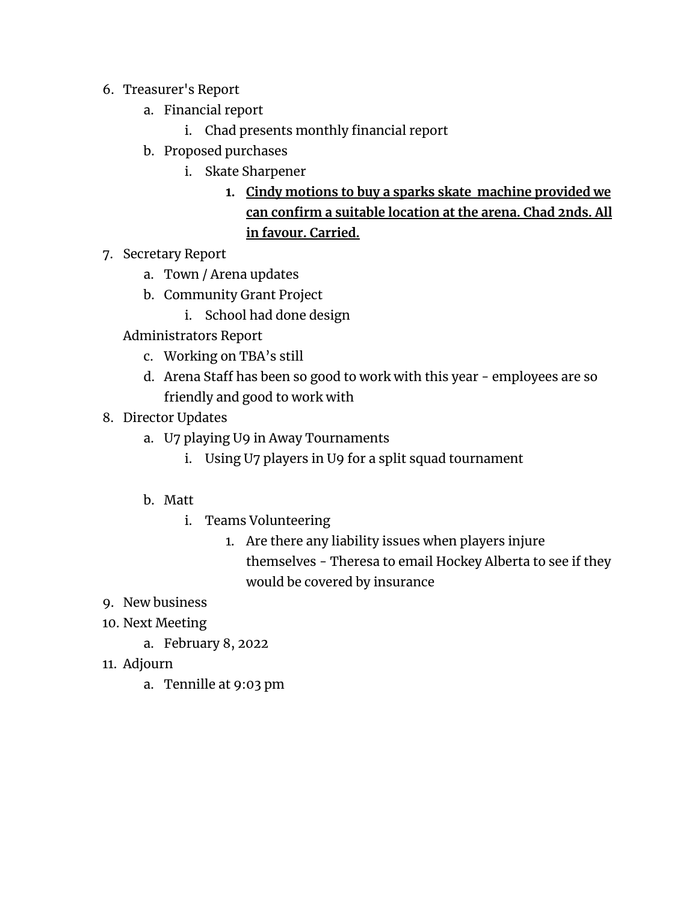6. Treasurer's Report
    a. Financial report
        i. Chad presents monthly financial report
    b. Proposed purchases
        i. Skate Sharpener
            1. **<u>Cindy motions to buy a sparks skate  machine provided we can confirm a suitable location at the arena. Chad 2nds. All in favour. Carried.</u>**
7. Secretary Report
    a. Town / Arena updates
    b. Community Grant Project
        i. School had done design

    Administrators Report

    c. Working on TBA's still
    d. Arena Staff has been so good to work with this year - employees are so friendly and good to work with
8. Director Updates
    a. U7 playing U9 in Away Tournaments
        i. Using U7 players in U9 for a split squad tournament

    b. Matt
        i. Teams Volunteering
            1. Are there any liability issues when players injure themselves - Theresa to email Hockey Alberta to see if they would be covered by insurance
9. New business
10. Next Meeting
    a. February 8, 2022
11. Adjourn
    a. Tennille at 9:03 pm